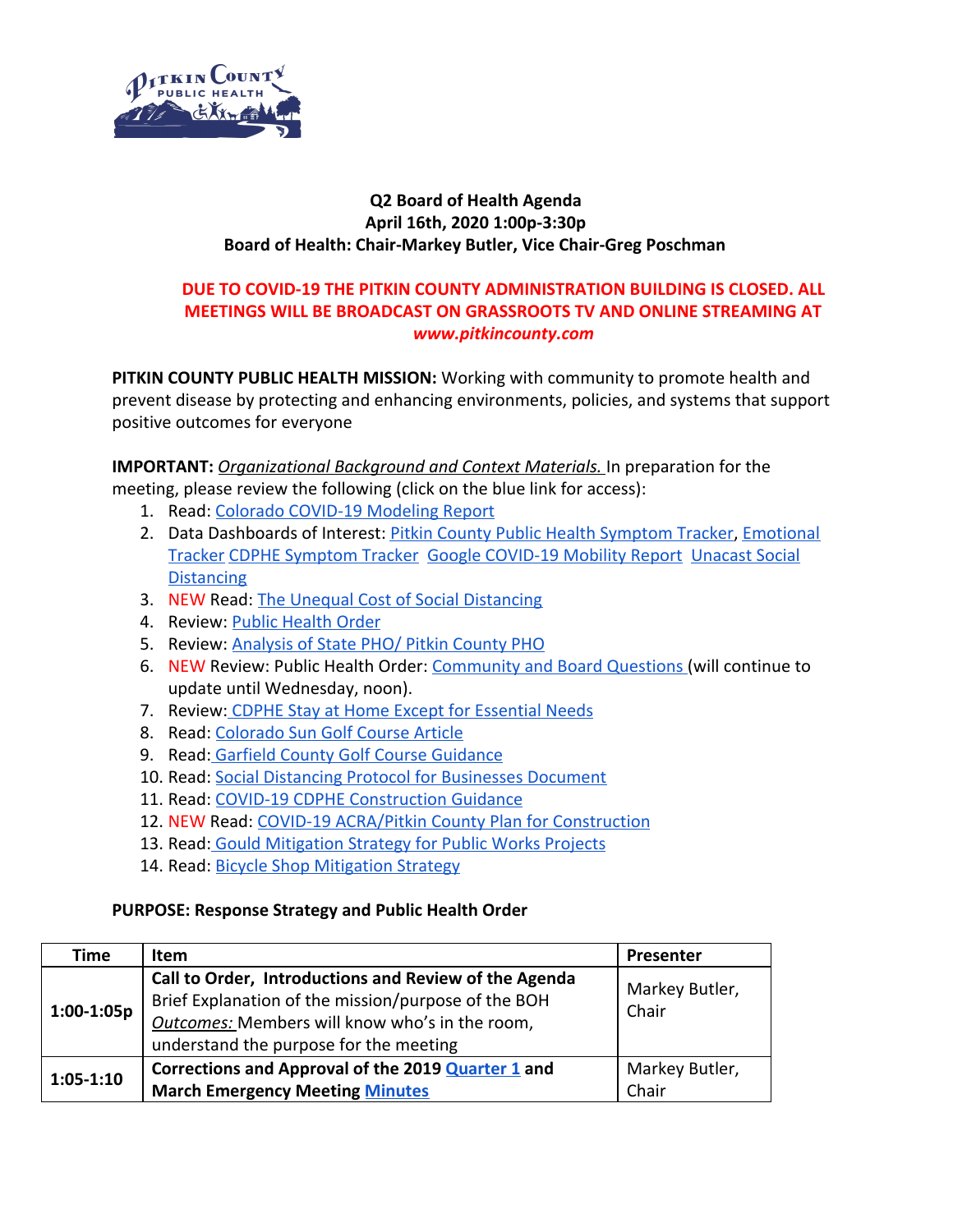**Q2 Board of Health Agenda**
**April 16th, 2020 1:00p-3:30p**
**Board of Health: Chair-Markey Butler, Vice Chair-Greg Poschman**

**DUE TO COVID-19 THE PITKIN COUNTY ADMINISTRATION BUILDING IS CLOSED. ALL MEETINGS WILL BE BROADCAST ON GRASSROOTS TV AND ONLINE STREAMING AT *www.pitkincounty.com***

**PITKIN COUNTY PUBLIC HEALTH MISSION:** Working with community to promote health and prevent disease by protecting and enhancing environments, policies, and systems that support positive outcomes for everyone

**IMPORTANT:** *Organizational Background and Context Materials.* In preparation for the meeting, please review the following (click on the blue link for access):

1. Read: Colorado COVID-19 Modeling Report
2. Data Dashboards of Interest: Pitkin County Public Health Symptom Tracker, Emotional Tracker CDPHE Symptom Tracker Google COVID-19 Mobility Report Unacast Social Distancing
3. NEW Read: The Unequal Cost of Social Distancing
4. Review: Public Health Order
5. Review: Analysis of State PHO/ Pitkin County PHO
6. NEW Review: Public Health Order: Community and Board Questions (will continue to update until Wednesday, noon).
7. Review: CDPHE Stay at Home Except for Essential Needs
8. Read: Colorado Sun Golf Course Article
9. Read: Garfield County Golf Course Guidance
10. Read: Social Distancing Protocol for Businesses Document
11. Read: COVID-19 CDPHE Construction Guidance
12. NEW Read: COVID-19 ACRA/Pitkin County Plan for Construction
13. Read: Gould Mitigation Strategy for Public Works Projects
14. Read: Bicycle Shop Mitigation Strategy

**PURPOSE: Response Strategy and Public Health Order**

| Time | Item | Presenter |
|---|---|---|
| 1:00-1:05p | **Call to Order, Introductions and Review of the Agenda**<br>Brief Explanation of the mission/purpose of the BOH<br>*Outcomes:* Members will know who's in the room, understand the purpose for the meeting | Markey Butler, Chair |
| 1:05-1:10 | **Corrections and Approval of the 2019 Quarter 1 and March Emergency Meeting Minutes** | Markey Butler, Chair |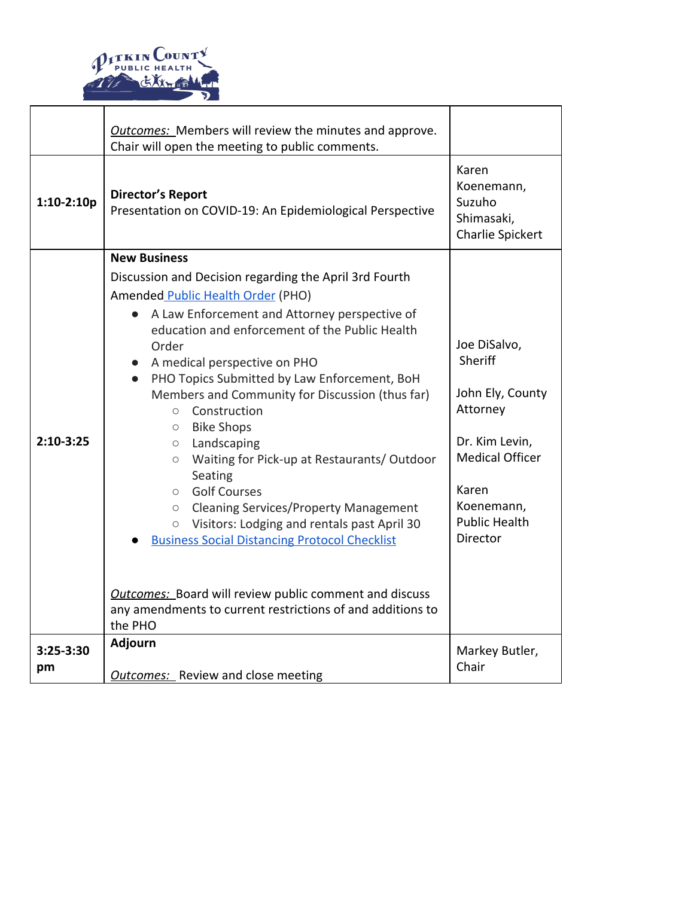| | | |
|---|---|---|
| | *Outcomes:* Members will review the minutes and approve. Chair will open the meeting to public comments. | |
| **1:10-2:10p** | **Director's Report**<br>Presentation on COVID-19: An Epidemiological Perspective | Karen Koenemann, Suzuho Shimasaki, Charlie Spickert |
| **2:10-3:25** | **New Business**<br>Discussion and Decision regarding the April 3rd Fourth Amended Public Health Order (PHO)<br>● A Law Enforcement and Attorney perspective of education and enforcement of the Public Health Order<br>● A medical perspective on PHO<br>● PHO Topics Submitted by Law Enforcement, BoH Members and Community for Discussion (thus far)<br>○ Construction<br>○ Bike Shops<br>○ Landscaping<br>○ Waiting for Pick-up at Restaurants/ Outdoor Seating<br>○ Golf Courses<br>○ Cleaning Services/Property Management<br>○ Visitors: Lodging and rentals past April 30<br>● Business Social Distancing Protocol Checklist<br><br>*Outcomes:* Board will review public comment and discuss any amendments to current restrictions of and additions to the PHO | Joe DiSalvo, Sheriff<br><br>John Ely, County Attorney<br><br>Dr. Kim Levin, Medical Officer<br><br>Karen Koenemann, Public Health Director |
| **3:25-3:30 pm** | **Adjourn**<br><br>*Outcomes:* Review and close meeting | Markey Butler, Chair |